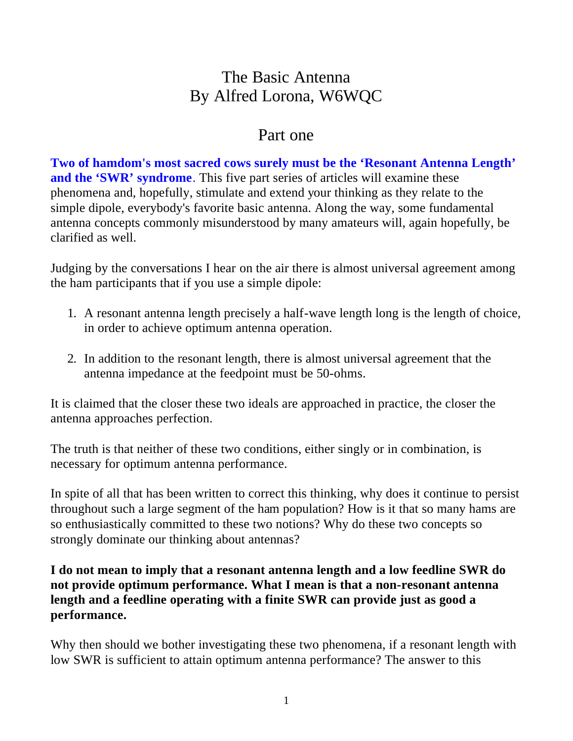# The Basic Antenna
# By Alfred Lorona, W6WQC

## Part one

**Two of hamdom's most sacred cows surely must be the 'Resonant Antenna Length' and the 'SWR' syndrome**. This five part series of articles will examine these phenomena and, hopefully, stimulate and extend your thinking as they relate to the simple dipole, everybody's favorite basic antenna. Along the way, some fundamental antenna concepts commonly misunderstood by many amateurs will, again hopefully, be clarified as well.

Judging by the conversations I hear on the air there is almost universal agreement among the ham participants that if you use a simple dipole:

1. A resonant antenna length precisely a half-wave length long is the length of choice, in order to achieve optimum antenna operation.

2. In addition to the resonant length, there is almost universal agreement that the antenna impedance at the feedpoint must be 50-ohms.

It is claimed that the closer these two ideals are approached in practice, the closer the antenna approaches perfection.

The truth is that neither of these two conditions, either singly or in combination, is necessary for optimum antenna performance.

In spite of all that has been written to correct this thinking, why does it continue to persist throughout such a large segment of the ham population? How is it that so many hams are so enthusiastically committed to these two notions? Why do these two concepts so strongly dominate our thinking about antennas?

**I do not mean to imply that a resonant antenna length and a low feedline SWR do not provide optimum performance. What I mean is that a non-resonant antenna length and a feedline operating with a finite SWR can provide just as good a performance.**

Why then should we bother investigating these two phenomena, if a resonant length with low SWR is sufficient to attain optimum antenna performance? The answer to this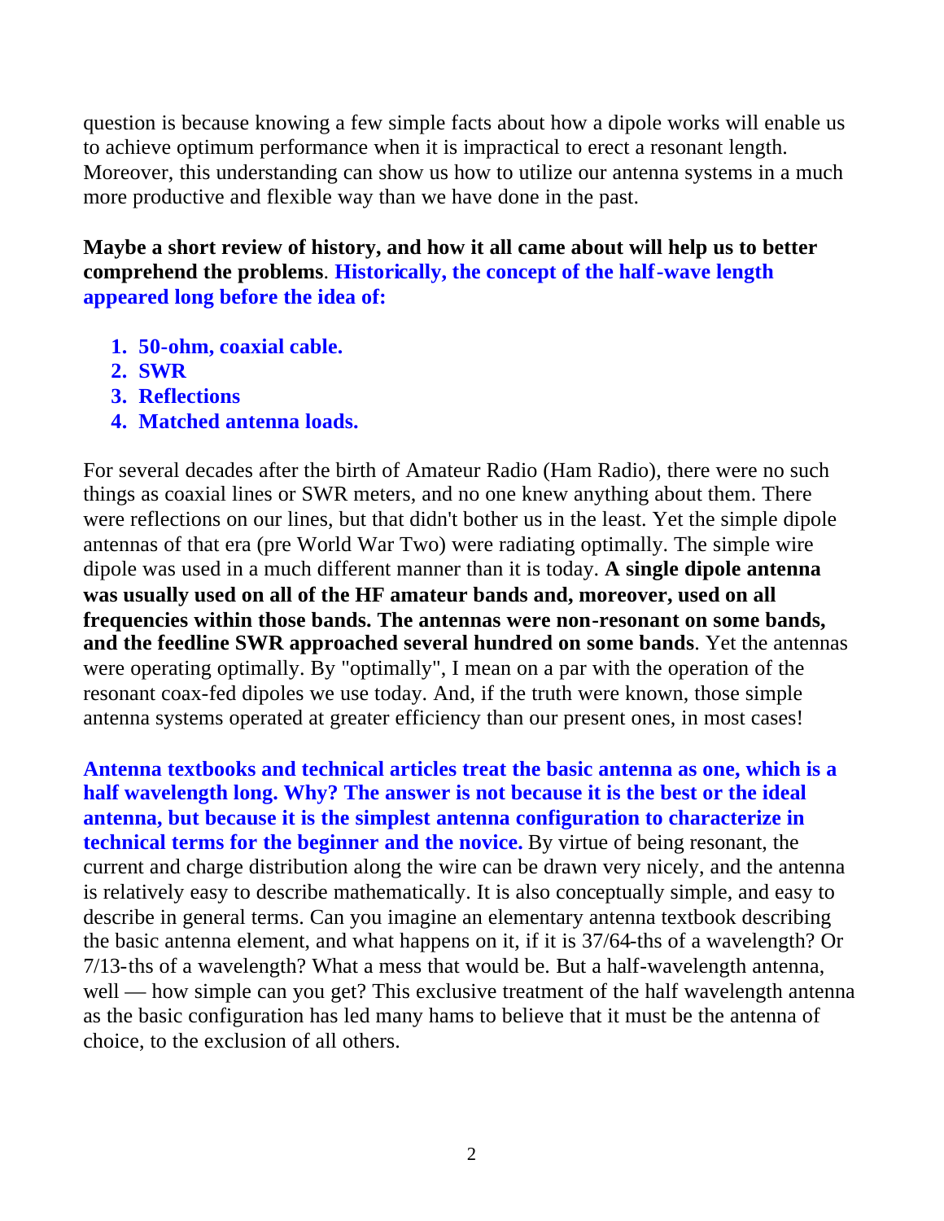question is because knowing a few simple facts about how a dipole works will enable us to achieve optimum performance when it is impractical to erect a resonant length. Moreover, this understanding can show us how to utilize our antenna systems in a much more productive and flexible way than we have done in the past.

**Maybe a short review of history, and how it all came about will help us to better comprehend the problems**. **Historically, the concept of the half-wave length appeared long before the idea of:**

1. **50-ohm, coaxial cable.**
2. **SWR**
3. **Reflections**
4. **Matched antenna loads.**

For several decades after the birth of Amateur Radio (Ham Radio), there were no such things as coaxial lines or SWR meters, and no one knew anything about them. There were reflections on our lines, but that didn't bother us in the least. Yet the simple dipole antennas of that era (pre World War Two) were radiating optimally. The simple wire dipole was used in a much different manner than it is today. **A single dipole antenna was usually used on all of the HF amateur bands and, moreover, used on all frequencies within those bands. The antennas were non-resonant on some bands, and the feedline SWR approached several hundred on some bands**. Yet the antennas were operating optimally. By "optimally", I mean on a par with the operation of the resonant coax-fed dipoles we use today. And, if the truth were known, those simple antenna systems operated at greater efficiency than our present ones, in most cases!

**Antenna textbooks and technical articles treat the basic antenna as one, which is a half wavelength long. Why? The answer is not because it is the best or the ideal antenna, but because it is the simplest antenna configuration to characterize in technical terms for the beginner and the novice.** By virtue of being resonant, the current and charge distribution along the wire can be drawn very nicely, and the antenna is relatively easy to describe mathematically. It is also conceptually simple, and easy to describe in general terms. Can you imagine an elementary antenna textbook describing the basic antenna element, and what happens on it, if it is 37/64-ths of a wavelength? Or 7/13-ths of a wavelength? What a mess that would be. But a half-wavelength antenna, well — how simple can you get? This exclusive treatment of the half wavelength antenna as the basic configuration has led many hams to believe that it must be the antenna of choice, to the exclusion of all others.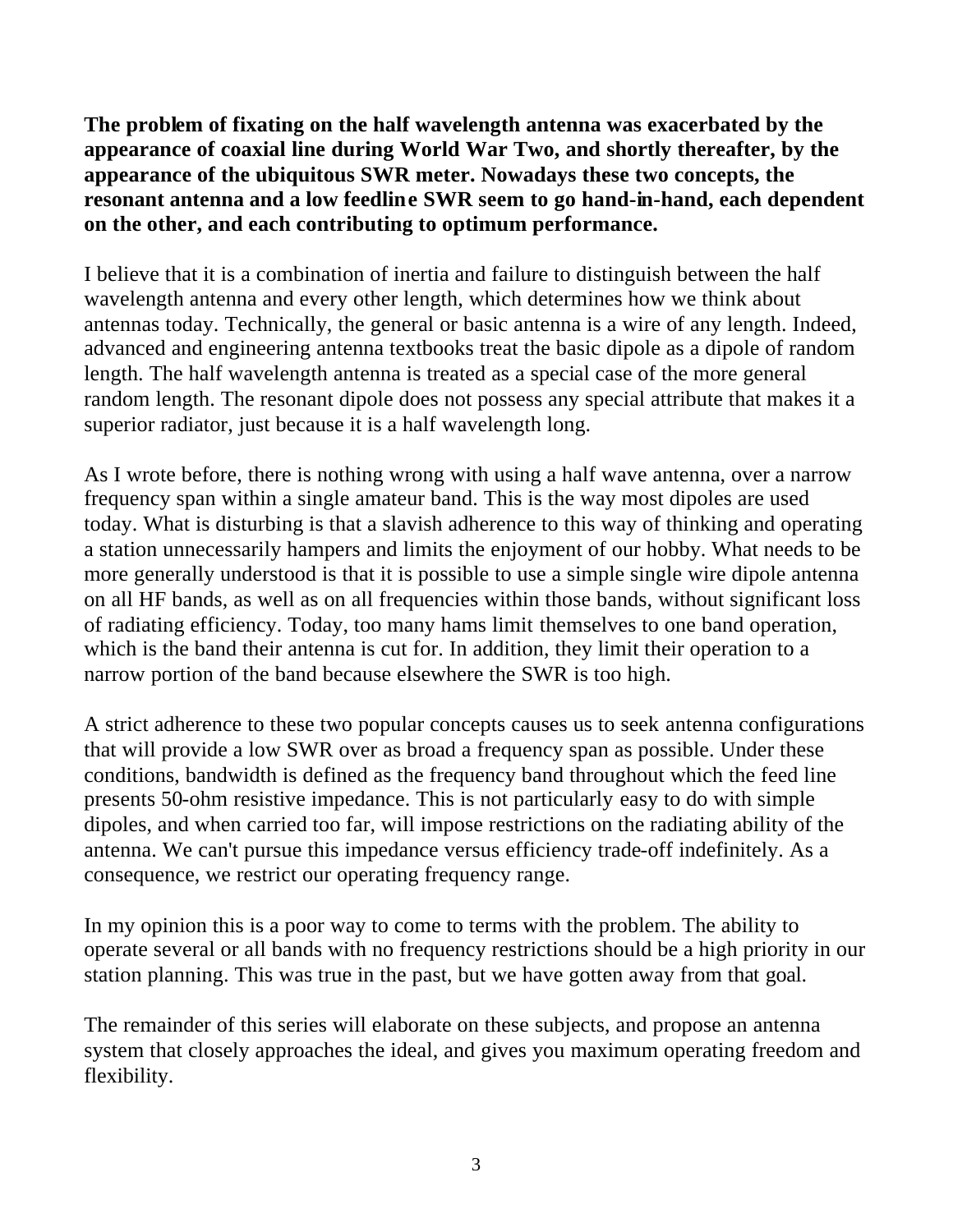**The problem of fixating on the half wavelength antenna was exacerbated by the appearance of coaxial line during World War Two, and shortly thereafter, by the appearance of the ubiquitous SWR meter. Nowadays these two concepts, the resonant antenna and a low feedline SWR seem to go hand-in-hand, each dependent on the other, and each contributing to optimum performance.**

I believe that it is a combination of inertia and failure to distinguish between the half wavelength antenna and every other length, which determines how we think about antennas today. Technically, the general or basic antenna is a wire of any length. Indeed, advanced and engineering antenna textbooks treat the basic dipole as a dipole of random length. The half wavelength antenna is treated as a special case of the more general random length. The resonant dipole does not possess any special attribute that makes it a superior radiator, just because it is a half wavelength long.

As I wrote before, there is nothing wrong with using a half wave antenna, over a narrow frequency span within a single amateur band. This is the way most dipoles are used today. What is disturbing is that a slavish adherence to this way of thinking and operating a station unnecessarily hampers and limits the enjoyment of our hobby. What needs to be more generally understood is that it is possible to use a simple single wire dipole antenna on all HF bands, as well as on all frequencies within those bands, without significant loss of radiating efficiency. Today, too many hams limit themselves to one band operation, which is the band their antenna is cut for. In addition, they limit their operation to a narrow portion of the band because elsewhere the SWR is too high.

A strict adherence to these two popular concepts causes us to seek antenna configurations that will provide a low SWR over as broad a frequency span as possible. Under these conditions, bandwidth is defined as the frequency band throughout which the feed line presents 50-ohm resistive impedance. This is not particularly easy to do with simple dipoles, and when carried too far, will impose restrictions on the radiating ability of the antenna. We can't pursue this impedance versus efficiency trade-off indefinitely. As a consequence, we restrict our operating frequency range.

In my opinion this is a poor way to come to terms with the problem. The ability to operate several or all bands with no frequency restrictions should be a high priority in our station planning. This was true in the past, but we have gotten away from that goal.

The remainder of this series will elaborate on these subjects, and propose an antenna system that closely approaches the ideal, and gives you maximum operating freedom and flexibility.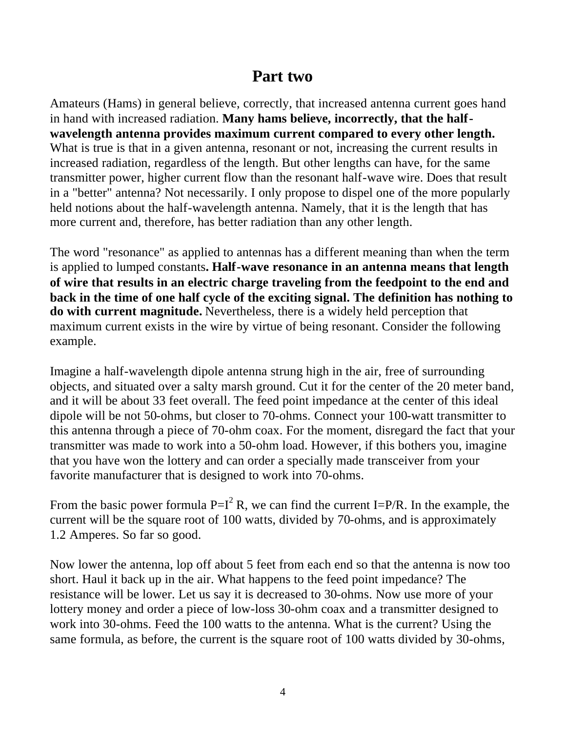## Part two

Amateurs (Hams) in general believe, correctly, that increased antenna current goes hand in hand with increased radiation. **Many hams believe, incorrectly, that the half-wavelength antenna provides maximum current compared to every other length.** What is true is that in a given antenna, resonant or not, increasing the current results in increased radiation, regardless of the length. But other lengths can have, for the same transmitter power, higher current flow than the resonant half-wave wire. Does that result in a "better" antenna? Not necessarily. I only propose to dispel one of the more popularly held notions about the half-wavelength antenna. Namely, that it is the length that has more current and, therefore, has better radiation than any other length.

The word "resonance" as applied to antennas has a different meaning than when the term is applied to lumped constants**. Half-wave resonance in an antenna means that length of wire that results in an electric charge traveling from the feedpoint to the end and back in the time of one half cycle of the exciting signal. The definition has nothing to do with current magnitude.** Nevertheless, there is a widely held perception that maximum current exists in the wire by virtue of being resonant. Consider the following example.

Imagine a half-wavelength dipole antenna strung high in the air, free of surrounding objects, and situated over a salty marsh ground. Cut it for the center of the 20 meter band, and it will be about 33 feet overall. The feed point impedance at the center of this ideal dipole will be not 50-ohms, but closer to 70-ohms. Connect your 100-watt transmitter to this antenna through a piece of 70-ohm coax. For the moment, disregard the fact that your transmitter was made to work into a 50-ohm load. However, if this bothers you, imagine that you have won the lottery and can order a specially made transceiver from your favorite manufacturer that is designed to work into 70-ohms.

From the basic power formula $P=I^2 R$, we can find the current $I=P/R$. In the example, the current will be the square root of 100 watts, divided by 70-ohms, and is approximately 1.2 Amperes. So far so good.

Now lower the antenna, lop off about 5 feet from each end so that the antenna is now too short. Haul it back up in the air. What happens to the feed point impedance? The resistance will be lower. Let us say it is decreased to 30-ohms. Now use more of your lottery money and order a piece of low-loss 30-ohm coax and a transmitter designed to work into 30-ohms. Feed the 100 watts to the antenna. What is the current? Using the same formula, as before, the current is the square root of 100 watts divided by 30-ohms,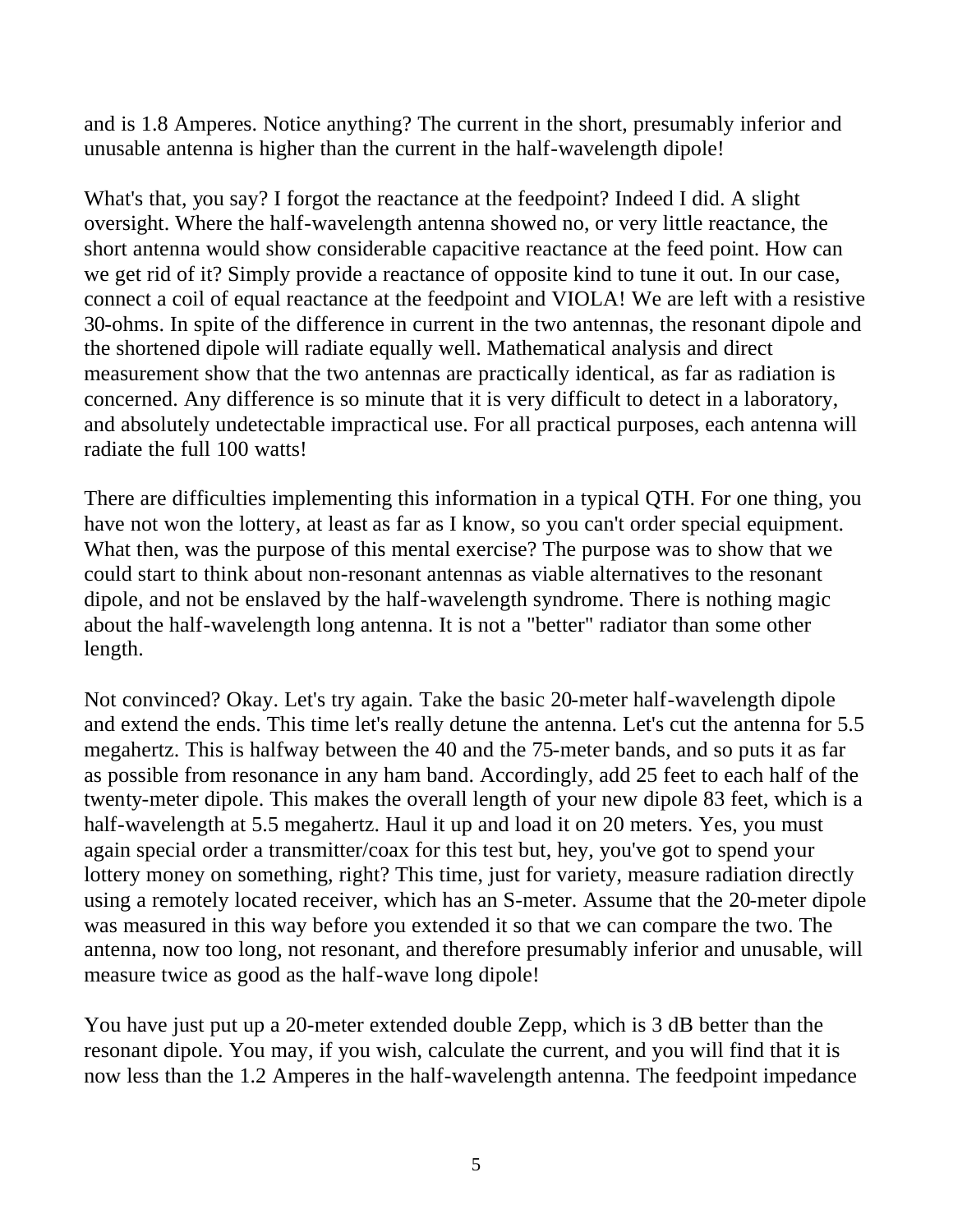and is 1.8 Amperes. Notice anything? The current in the short, presumably inferior and unusable antenna is higher than the current in the half-wavelength dipole!

What's that, you say? I forgot the reactance at the feedpoint? Indeed I did. A slight oversight. Where the half-wavelength antenna showed no, or very little reactance, the short antenna would show considerable capacitive reactance at the feed point. How can we get rid of it? Simply provide a reactance of opposite kind to tune it out. In our case, connect a coil of equal reactance at the feedpoint and VIOLA! We are left with a resistive 30-ohms. In spite of the difference in current in the two antennas, the resonant dipole and the shortened dipole will radiate equally well. Mathematical analysis and direct measurement show that the two antennas are practically identical, as far as radiation is concerned. Any difference is so minute that it is very difficult to detect in a laboratory, and absolutely undetectable impractical use. For all practical purposes, each antenna will radiate the full 100 watts!

There are difficulties implementing this information in a typical QTH. For one thing, you have not won the lottery, at least as far as I know, so you can't order special equipment. What then, was the purpose of this mental exercise? The purpose was to show that we could start to think about non-resonant antennas as viable alternatives to the resonant dipole, and not be enslaved by the half-wavelength syndrome. There is nothing magic about the half-wavelength long antenna. It is not a "better" radiator than some other length.

Not convinced? Okay. Let's try again. Take the basic 20-meter half-wavelength dipole and extend the ends. This time let's really detune the antenna. Let's cut the antenna for 5.5 megahertz. This is halfway between the 40 and the 75-meter bands, and so puts it as far as possible from resonance in any ham band. Accordingly, add 25 feet to each half of the twenty-meter dipole. This makes the overall length of your new dipole 83 feet, which is a half-wavelength at 5.5 megahertz. Haul it up and load it on 20 meters. Yes, you must again special order a transmitter/coax for this test but, hey, you've got to spend your lottery money on something, right? This time, just for variety, measure radiation directly using a remotely located receiver, which has an S-meter. Assume that the 20-meter dipole was measured in this way before you extended it so that we can compare the two. The antenna, now too long, not resonant, and therefore presumably inferior and unusable, will measure twice as good as the half-wave long dipole!

You have just put up a 20-meter extended double Zepp, which is 3 dB better than the resonant dipole. You may, if you wish, calculate the current, and you will find that it is now less than the 1.2 Amperes in the half-wavelength antenna. The feedpoint impedance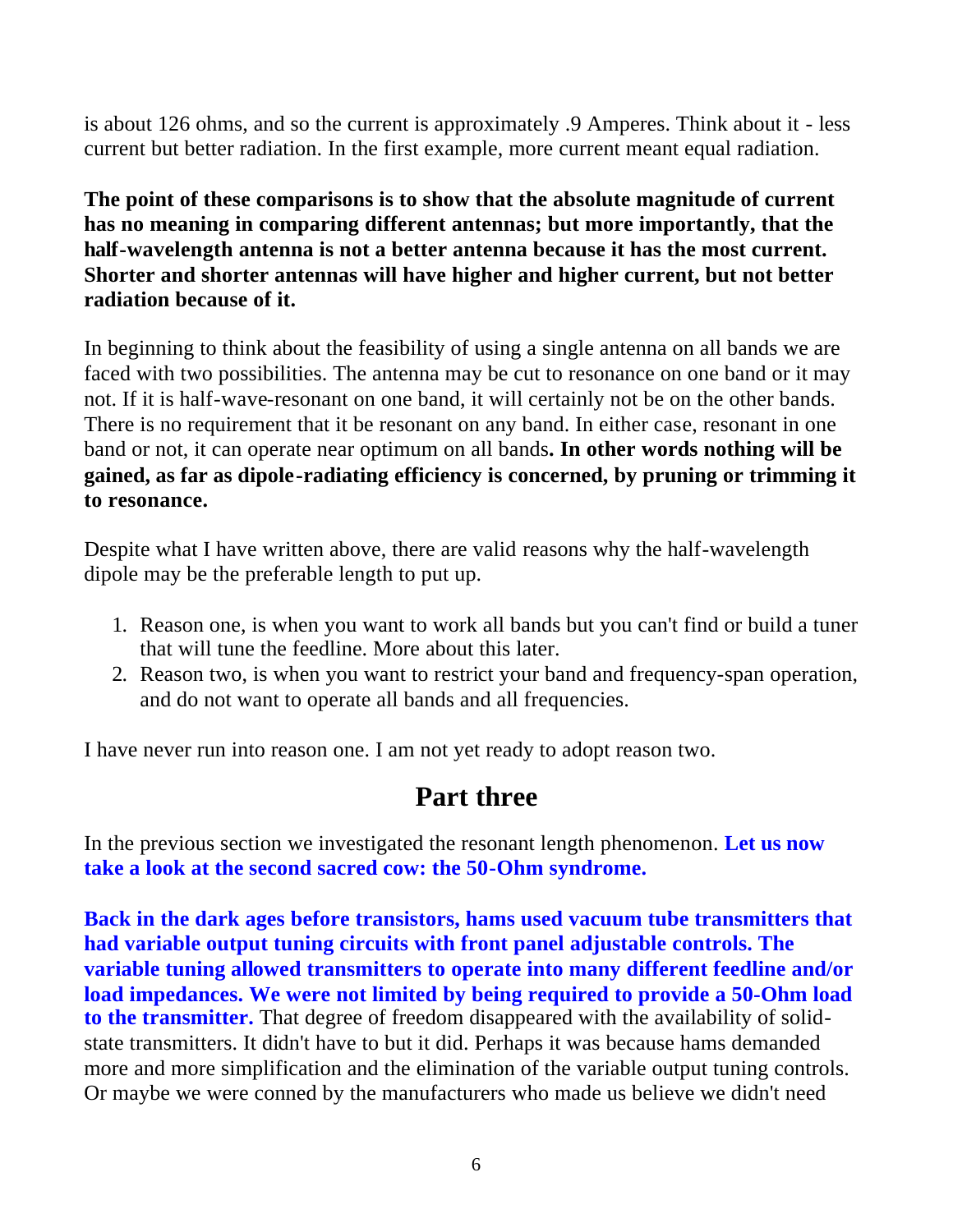is about 126 ohms, and so the current is approximately .9 Amperes. Think about it - less current but better radiation. In the first example, more current meant equal radiation.

**The point of these comparisons is to show that the absolute magnitude of current has no meaning in comparing different antennas; but more importantly, that the half-wavelength antenna is not a better antenna because it has the most current. Shorter and shorter antennas will have higher and higher current, but not better radiation because of it.**

In beginning to think about the feasibility of using a single antenna on all bands we are faced with two possibilities. The antenna may be cut to resonance on one band or it may not. If it is half-wave-resonant on one band, it will certainly not be on the other bands. There is no requirement that it be resonant on any band. In either case, resonant in one band or not, it can operate near optimum on all bands**. In other words nothing will be gained, as far as dipole-radiating efficiency is concerned, by pruning or trimming it to resonance.**

Despite what I have written above, there are valid reasons why the half-wavelength dipole may be the preferable length to put up.

1. Reason one, is when you want to work all bands but you can't find or build a tuner that will tune the feedline. More about this later.
2. Reason two, is when you want to restrict your band and frequency-span operation, and do not want to operate all bands and all frequencies.

I have never run into reason one. I am not yet ready to adopt reason two.

## Part three

In the previous section we investigated the resonant length phenomenon. **Let us now take a look at the second sacred cow: the 50-Ohm syndrome.**

**Back in the dark ages before transistors, hams used vacuum tube transmitters that had variable output tuning circuits with front panel adjustable controls. The variable tuning allowed transmitters to operate into many different feedline and/or load impedances. We were not limited by being required to provide a 50-Ohm load to the transmitter.** That degree of freedom disappeared with the availability of solid-state transmitters. It didn't have to but it did. Perhaps it was because hams demanded more and more simplification and the elimination of the variable output tuning controls. Or maybe we were conned by the manufacturers who made us believe we didn't need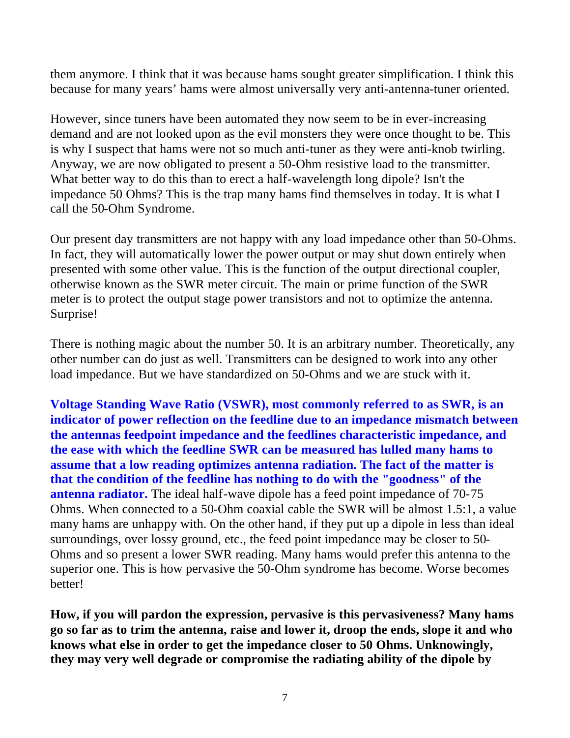them anymore. I think that it was because hams sought greater simplification. I think this because for many years' hams were almost universally very anti-antenna-tuner oriented.

However, since tuners have been automated they now seem to be in ever-increasing demand and are not looked upon as the evil monsters they were once thought to be. This is why I suspect that hams were not so much anti-tuner as they were anti-knob twirling. Anyway, we are now obligated to present a 50-Ohm resistive load to the transmitter. What better way to do this than to erect a half-wavelength long dipole? Isn't the impedance 50 Ohms? This is the trap many hams find themselves in today. It is what I call the 50-Ohm Syndrome.

Our present day transmitters are not happy with any load impedance other than 50-Ohms. In fact, they will automatically lower the power output or may shut down entirely when presented with some other value. This is the function of the output directional coupler, otherwise known as the SWR meter circuit. The main or prime function of the SWR meter is to protect the output stage power transistors and not to optimize the antenna. Surprise!

There is nothing magic about the number 50. It is an arbitrary number. Theoretically, any other number can do just as well. Transmitters can be designed to work into any other load impedance. But we have standardized on 50-Ohms and we are stuck with it.

**Voltage Standing Wave Ratio (VSWR), most commonly referred to as SWR, is an indicator of power reflection on the feedline due to an impedance mismatch between the antennas feedpoint impedance and the feedlines characteristic impedance, and the ease with which the feedline SWR can be measured has lulled many hams to assume that a low reading optimizes antenna radiation. The fact of the matter is that the condition of the feedline has nothing to do with the "goodness" of the antenna radiator.** The ideal half-wave dipole has a feed point impedance of 70-75 Ohms. When connected to a 50-Ohm coaxial cable the SWR will be almost 1.5:1, a value many hams are unhappy with. On the other hand, if they put up a dipole in less than ideal surroundings, over lossy ground, etc., the feed point impedance may be closer to 50-Ohms and so present a lower SWR reading. Many hams would prefer this antenna to the superior one. This is how pervasive the 50-Ohm syndrome has become. Worse becomes better!

**How, if you will pardon the expression, pervasive is this pervasiveness? Many hams go so far as to trim the antenna, raise and lower it, droop the ends, slope it and who knows what else in order to get the impedance closer to 50 Ohms. Unknowingly, they may very well degrade or compromise the radiating ability of the dipole by**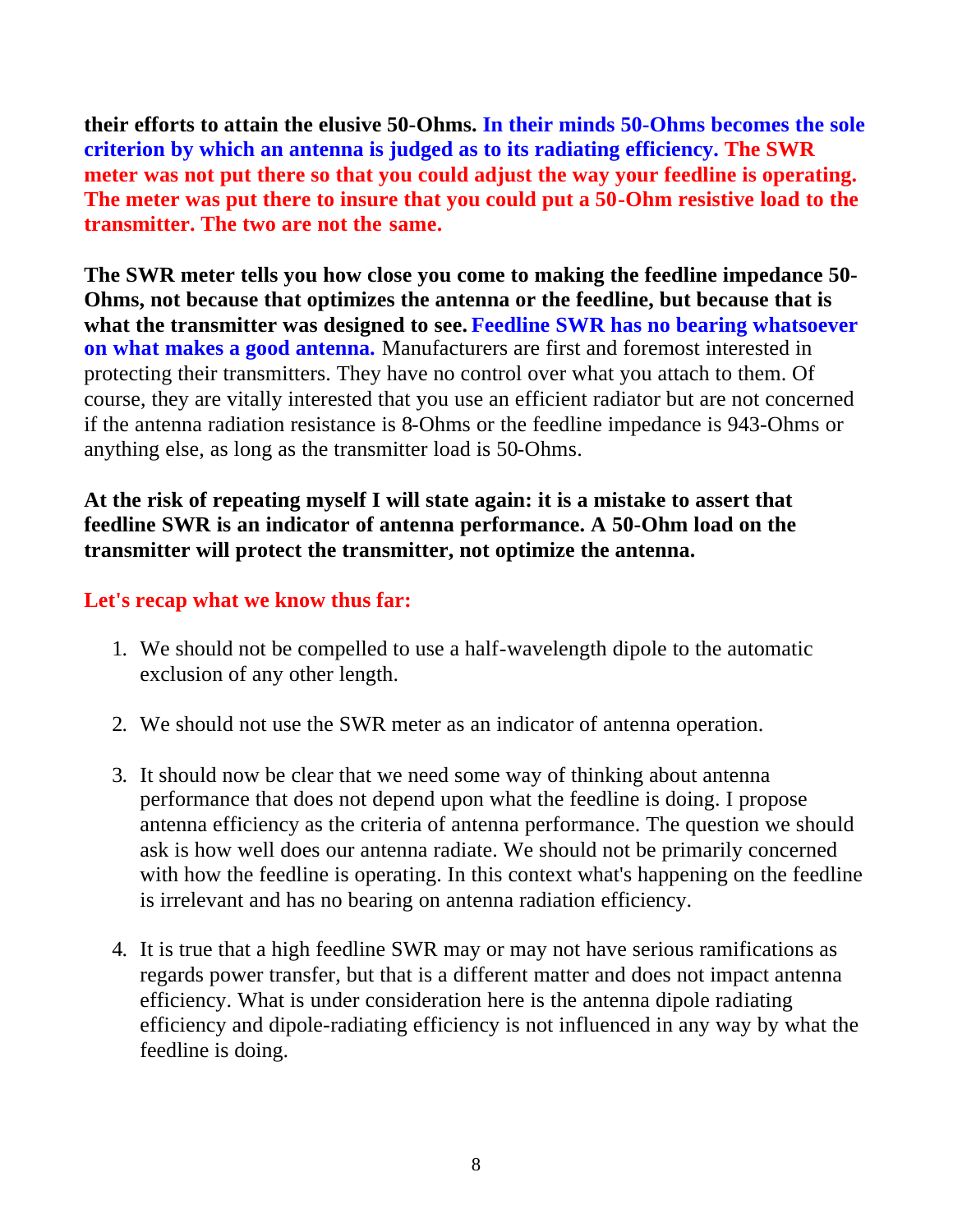**their efforts to attain the elusive 50-Ohms. In their minds 50-Ohms becomes the sole criterion by which an antenna is judged as to its radiating efficiency. The SWR meter was not put there so that you could adjust the way your feedline is operating. The meter was put there to insure that you could put a 50-Ohm resistive load to the transmitter. The two are not the same.**

**The SWR meter tells you how close you come to making the feedline impedance 50-Ohms, not because that optimizes the antenna or the feedline, but because that is what the transmitter was designed to see. Feedline SWR has no bearing whatsoever on what makes a good antenna.** Manufacturers are first and foremost interested in protecting their transmitters. They have no control over what you attach to them. Of course, they are vitally interested that you use an efficient radiator but are not concerned if the antenna radiation resistance is 8-Ohms or the feedline impedance is 943-Ohms or anything else, as long as the transmitter load is 50-Ohms.

**At the risk of repeating myself I will state again: it is a mistake to assert that feedline SWR is an indicator of antenna performance. A 50-Ohm load on the transmitter will protect the transmitter, not optimize the antenna.**

**Let's recap what we know thus far:**

1. We should not be compelled to use a half-wavelength dipole to the automatic exclusion of any other length.

2. We should not use the SWR meter as an indicator of antenna operation.

3. It should now be clear that we need some way of thinking about antenna performance that does not depend upon what the feedline is doing. I propose antenna efficiency as the criteria of antenna performance. The question we should ask is how well does our antenna radiate. We should not be primarily concerned with how the feedline is operating. In this context what's happening on the feedline is irrelevant and has no bearing on antenna radiation efficiency.

4. It is true that a high feedline SWR may or may not have serious ramifications as regards power transfer, but that is a different matter and does not impact antenna efficiency. What is under consideration here is the antenna dipole radiating efficiency and dipole-radiating efficiency is not influenced in any way by what the feedline is doing.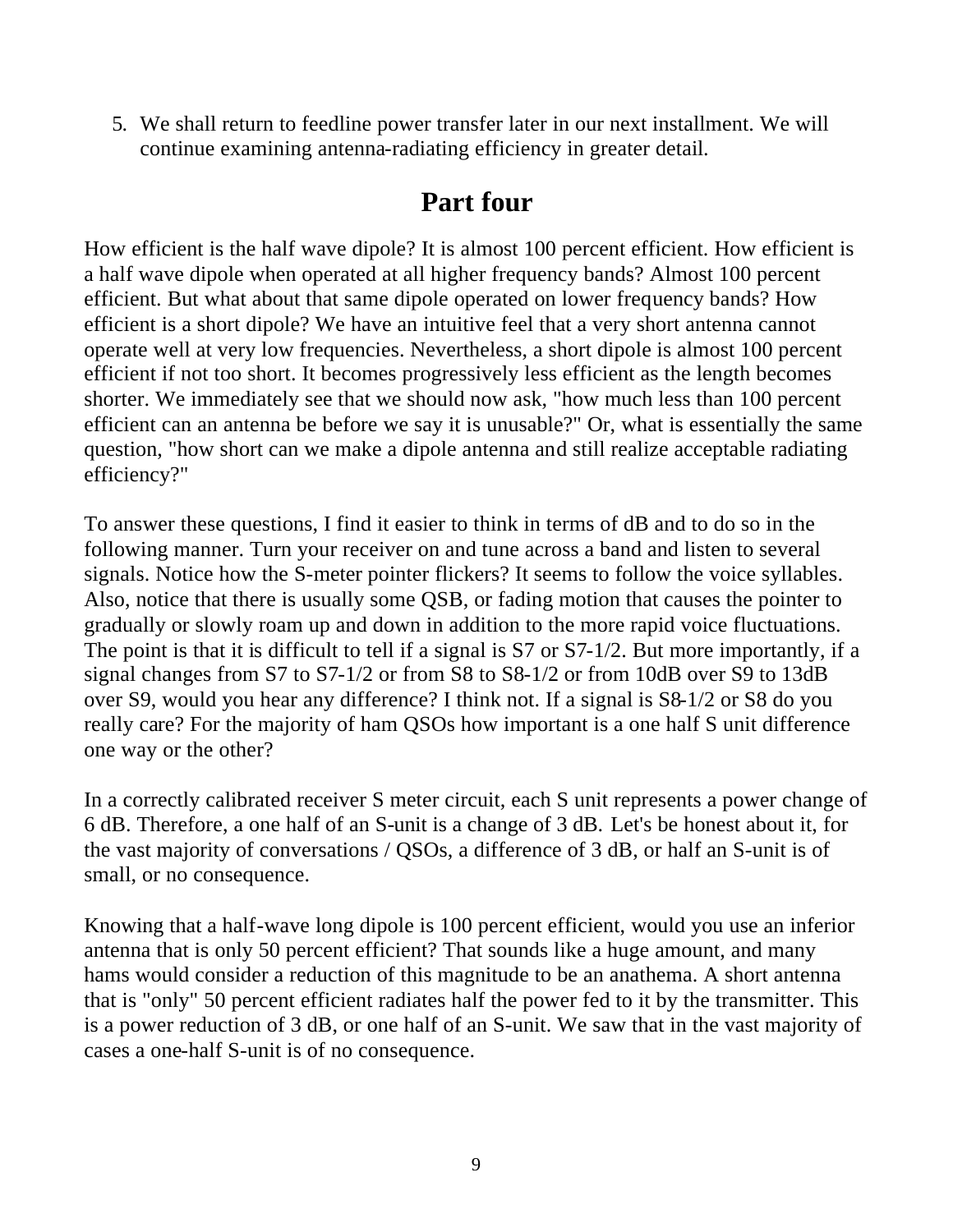5. We shall return to feedline power transfer later in our next installment. We will continue examining antenna-radiating efficiency in greater detail.

## Part four

How efficient is the half wave dipole? It is almost 100 percent efficient. How efficient is a half wave dipole when operated at all higher frequency bands? Almost 100 percent efficient. But what about that same dipole operated on lower frequency bands? How efficient is a short dipole? We have an intuitive feel that a very short antenna cannot operate well at very low frequencies. Nevertheless, a short dipole is almost 100 percent efficient if not too short. It becomes progressively less efficient as the length becomes shorter. We immediately see that we should now ask, "how much less than 100 percent efficient can an antenna be before we say it is unusable?" Or, what is essentially the same question, "how short can we make a dipole antenna and still realize acceptable radiating efficiency?"

To answer these questions, I find it easier to think in terms of dB and to do so in the following manner. Turn your receiver on and tune across a band and listen to several signals. Notice how the S-meter pointer flickers? It seems to follow the voice syllables. Also, notice that there is usually some QSB, or fading motion that causes the pointer to gradually or slowly roam up and down in addition to the more rapid voice fluctuations. The point is that it is difficult to tell if a signal is S7 or S7-1/2. But more importantly, if a signal changes from S7 to S7-1/2 or from S8 to S8-1/2 or from 10dB over S9 to 13dB over S9, would you hear any difference? I think not. If a signal is S8-1/2 or S8 do you really care? For the majority of ham QSOs how important is a one half S unit difference one way or the other?

In a correctly calibrated receiver S meter circuit, each S unit represents a power change of 6 dB. Therefore, a one half of an S-unit is a change of 3 dB. Let's be honest about it, for the vast majority of conversations / QSOs, a difference of 3 dB, or half an S-unit is of small, or no consequence.

Knowing that a half-wave long dipole is 100 percent efficient, would you use an inferior antenna that is only 50 percent efficient? That sounds like a huge amount, and many hams would consider a reduction of this magnitude to be an anathema. A short antenna that is "only" 50 percent efficient radiates half the power fed to it by the transmitter. This is a power reduction of 3 dB, or one half of an S-unit. We saw that in the vast majority of cases a one-half S-unit is of no consequence.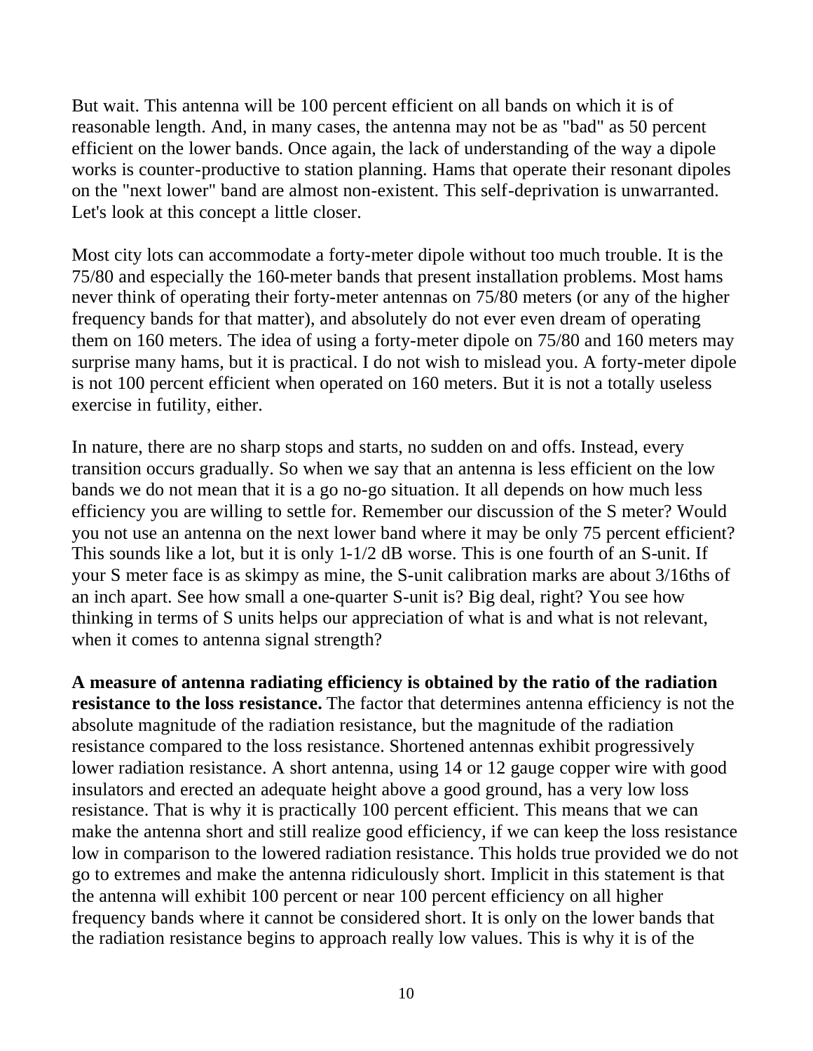But wait. This antenna will be 100 percent efficient on all bands on which it is of reasonable length. And, in many cases, the antenna may not be as "bad" as 50 percent efficient on the lower bands. Once again, the lack of understanding of the way a dipole works is counter-productive to station planning. Hams that operate their resonant dipoles on the "next lower" band are almost non-existent. This self-deprivation is unwarranted. Let's look at this concept a little closer.

Most city lots can accommodate a forty-meter dipole without too much trouble. It is the 75/80 and especially the 160-meter bands that present installation problems. Most hams never think of operating their forty-meter antennas on 75/80 meters (or any of the higher frequency bands for that matter), and absolutely do not ever even dream of operating them on 160 meters. The idea of using a forty-meter dipole on 75/80 and 160 meters may surprise many hams, but it is practical. I do not wish to mislead you. A forty-meter dipole is not 100 percent efficient when operated on 160 meters. But it is not a totally useless exercise in futility, either.

In nature, there are no sharp stops and starts, no sudden on and offs. Instead, every transition occurs gradually. So when we say that an antenna is less efficient on the low bands we do not mean that it is a go no-go situation. It all depends on how much less efficiency you are willing to settle for. Remember our discussion of the S meter? Would you not use an antenna on the next lower band where it may be only 75 percent efficient? This sounds like a lot, but it is only 1-1/2 dB worse. This is one fourth of an S-unit. If your S meter face is as skimpy as mine, the S-unit calibration marks are about 3/16ths of an inch apart. See how small a one-quarter S-unit is? Big deal, right? You see how thinking in terms of S units helps our appreciation of what is and what is not relevant, when it comes to antenna signal strength?

**A measure of antenna radiating efficiency is obtained by the ratio of the radiation resistance to the loss resistance.** The factor that determines antenna efficiency is not the absolute magnitude of the radiation resistance, but the magnitude of the radiation resistance compared to the loss resistance. Shortened antennas exhibit progressively lower radiation resistance. A short antenna, using 14 or 12 gauge copper wire with good insulators and erected an adequate height above a good ground, has a very low loss resistance. That is why it is practically 100 percent efficient. This means that we can make the antenna short and still realize good efficiency, if we can keep the loss resistance low in comparison to the lowered radiation resistance. This holds true provided we do not go to extremes and make the antenna ridiculously short. Implicit in this statement is that the antenna will exhibit 100 percent or near 100 percent efficiency on all higher frequency bands where it cannot be considered short. It is only on the lower bands that the radiation resistance begins to approach really low values. This is why it is of the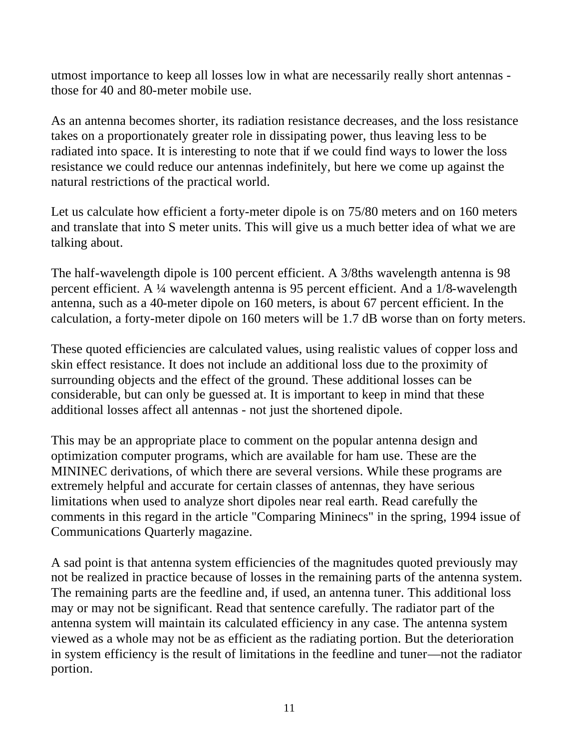utmost importance to keep all losses low in what are necessarily really short antennas - those for 40 and 80-meter mobile use.

As an antenna becomes shorter, its radiation resistance decreases, and the loss resistance takes on a proportionately greater role in dissipating power, thus leaving less to be radiated into space. It is interesting to note that if we could find ways to lower the loss resistance we could reduce our antennas indefinitely, but here we come up against the natural restrictions of the practical world.

Let us calculate how efficient a forty-meter dipole is on 75/80 meters and on 160 meters and translate that into S meter units. This will give us a much better idea of what we are talking about.

The half-wavelength dipole is 100 percent efficient. A 3/8ths wavelength antenna is 98 percent efficient. A ¼ wavelength antenna is 95 percent efficient. And a 1/8-wavelength antenna, such as a 40-meter dipole on 160 meters, is about 67 percent efficient. In the calculation, a forty-meter dipole on 160 meters will be 1.7 dB worse than on forty meters.

These quoted efficiencies are calculated values, using realistic values of copper loss and skin effect resistance. It does not include an additional loss due to the proximity of surrounding objects and the effect of the ground. These additional losses can be considerable, but can only be guessed at. It is important to keep in mind that these additional losses affect all antennas - not just the shortened dipole.

This may be an appropriate place to comment on the popular antenna design and optimization computer programs, which are available for ham use. These are the MININEC derivations, of which there are several versions. While these programs are extremely helpful and accurate for certain classes of antennas, they have serious limitations when used to analyze short dipoles near real earth. Read carefully the comments in this regard in the article "Comparing Mininecs" in the spring, 1994 issue of Communications Quarterly magazine.

A sad point is that antenna system efficiencies of the magnitudes quoted previously may not be realized in practice because of losses in the remaining parts of the antenna system. The remaining parts are the feedline and, if used, an antenna tuner. This additional loss may or may not be significant. Read that sentence carefully. The radiator part of the antenna system will maintain its calculated efficiency in any case. The antenna system viewed as a whole may not be as efficient as the radiating portion. But the deterioration in system efficiency is the result of limitations in the feedline and tuner—not the radiator portion.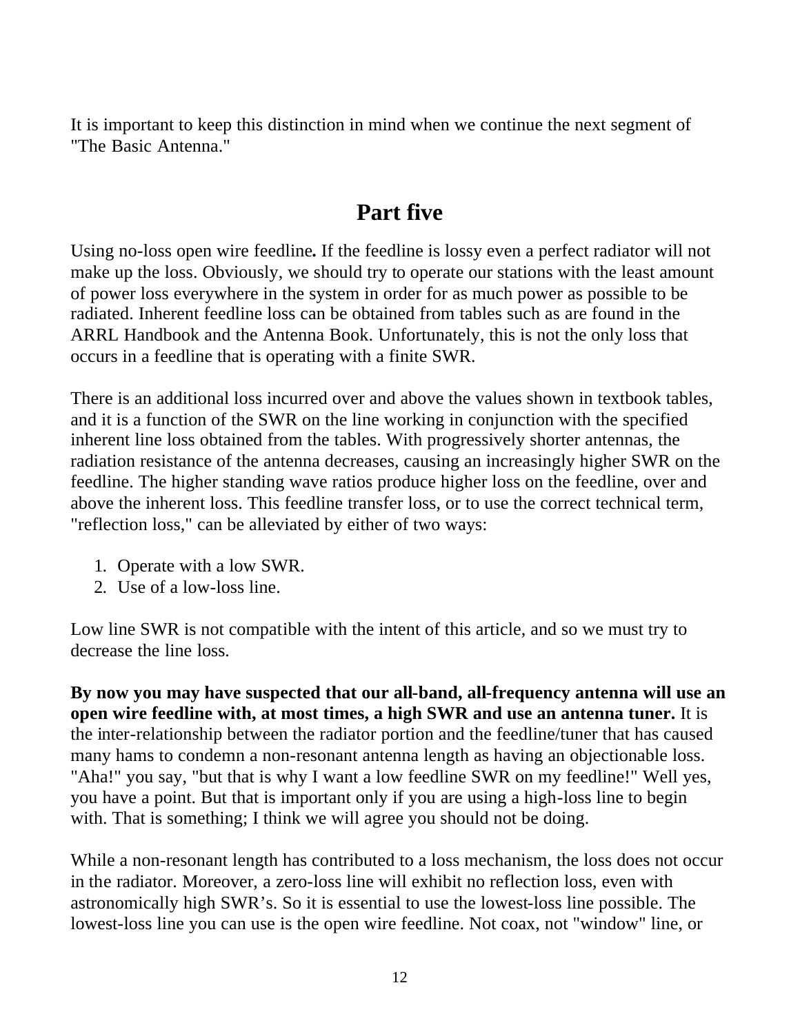It is important to keep this distinction in mind when we continue the next segment of "The Basic Antenna."

## Part five

Using no-loss open wire feedline**.** If the feedline is lossy even a perfect radiator will not make up the loss. Obviously, we should try to operate our stations with the least amount of power loss everywhere in the system in order for as much power as possible to be radiated. Inherent feedline loss can be obtained from tables such as are found in the ARRL Handbook and the Antenna Book. Unfortunately, this is not the only loss that occurs in a feedline that is operating with a finite SWR.

There is an additional loss incurred over and above the values shown in textbook tables, and it is a function of the SWR on the line working in conjunction with the specified inherent line loss obtained from the tables. With progressively shorter antennas, the radiation resistance of the antenna decreases, causing an increasingly higher SWR on the feedline. The higher standing wave ratios produce higher loss on the feedline, over and above the inherent loss. This feedline transfer loss, or to use the correct technical term, "reflection loss," can be alleviated by either of two ways:

1. Operate with a low SWR.
2. Use of a low-loss line.

Low line SWR is not compatible with the intent of this article, and so we must try to decrease the line loss.

**By now you may have suspected that our all-band, all-frequency antenna will use an open wire feedline with, at most times, a high SWR and use an antenna tuner.** It is the inter-relationship between the radiator portion and the feedline/tuner that has caused many hams to condemn a non-resonant antenna length as having an objectionable loss. "Aha!" you say, "but that is why I want a low feedline SWR on my feedline!" Well yes, you have a point. But that is important only if you are using a high-loss line to begin with. That is something; I think we will agree you should not be doing.

While a non-resonant length has contributed to a loss mechanism, the loss does not occur in the radiator. Moreover, a zero-loss line will exhibit no reflection loss, even with astronomically high SWR's. So it is essential to use the lowest-loss line possible. The lowest-loss line you can use is the open wire feedline. Not coax, not "window" line, or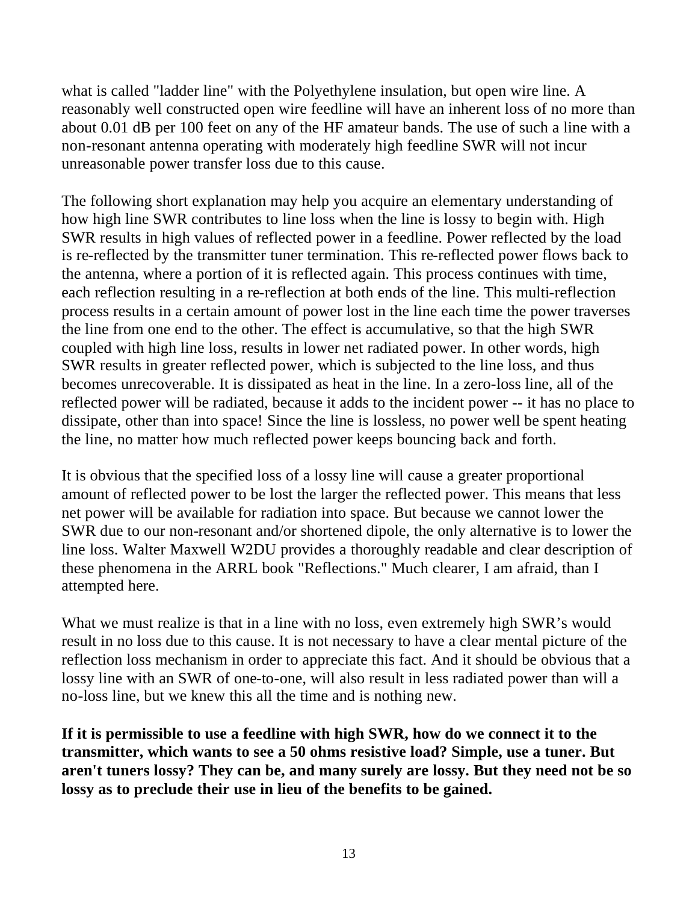what is called "ladder line" with the Polyethylene insulation, but open wire line. A reasonably well constructed open wire feedline will have an inherent loss of no more than about 0.01 dB per 100 feet on any of the HF amateur bands. The use of such a line with a non-resonant antenna operating with moderately high feedline SWR will not incur unreasonable power transfer loss due to this cause.

The following short explanation may help you acquire an elementary understanding of how high line SWR contributes to line loss when the line is lossy to begin with. High SWR results in high values of reflected power in a feedline. Power reflected by the load is re-reflected by the transmitter tuner termination. This re-reflected power flows back to the antenna, where a portion of it is reflected again. This process continues with time, each reflection resulting in a re-reflection at both ends of the line. This multi-reflection process results in a certain amount of power lost in the line each time the power traverses the line from one end to the other. The effect is accumulative, so that the high SWR coupled with high line loss, results in lower net radiated power. In other words, high SWR results in greater reflected power, which is subjected to the line loss, and thus becomes unrecoverable. It is dissipated as heat in the line. In a zero-loss line, all of the reflected power will be radiated, because it adds to the incident power -- it has no place to dissipate, other than into space! Since the line is lossless, no power well be spent heating the line, no matter how much reflected power keeps bouncing back and forth.

It is obvious that the specified loss of a lossy line will cause a greater proportional amount of reflected power to be lost the larger the reflected power. This means that less net power will be available for radiation into space. But because we cannot lower the SWR due to our non-resonant and/or shortened dipole, the only alternative is to lower the line loss. Walter Maxwell W2DU provides a thoroughly readable and clear description of these phenomena in the ARRL book "Reflections." Much clearer, I am afraid, than I attempted here.

What we must realize is that in a line with no loss, even extremely high SWR's would result in no loss due to this cause. It is not necessary to have a clear mental picture of the reflection loss mechanism in order to appreciate this fact. And it should be obvious that a lossy line with an SWR of one-to-one, will also result in less radiated power than will a no-loss line, but we knew this all the time and is nothing new.

**If it is permissible to use a feedline with high SWR, how do we connect it to the transmitter, which wants to see a 50 ohms resistive load? Simple, use a tuner. But aren't tuners lossy? They can be, and many surely are lossy. But they need not be so lossy as to preclude their use in lieu of the benefits to be gained.**